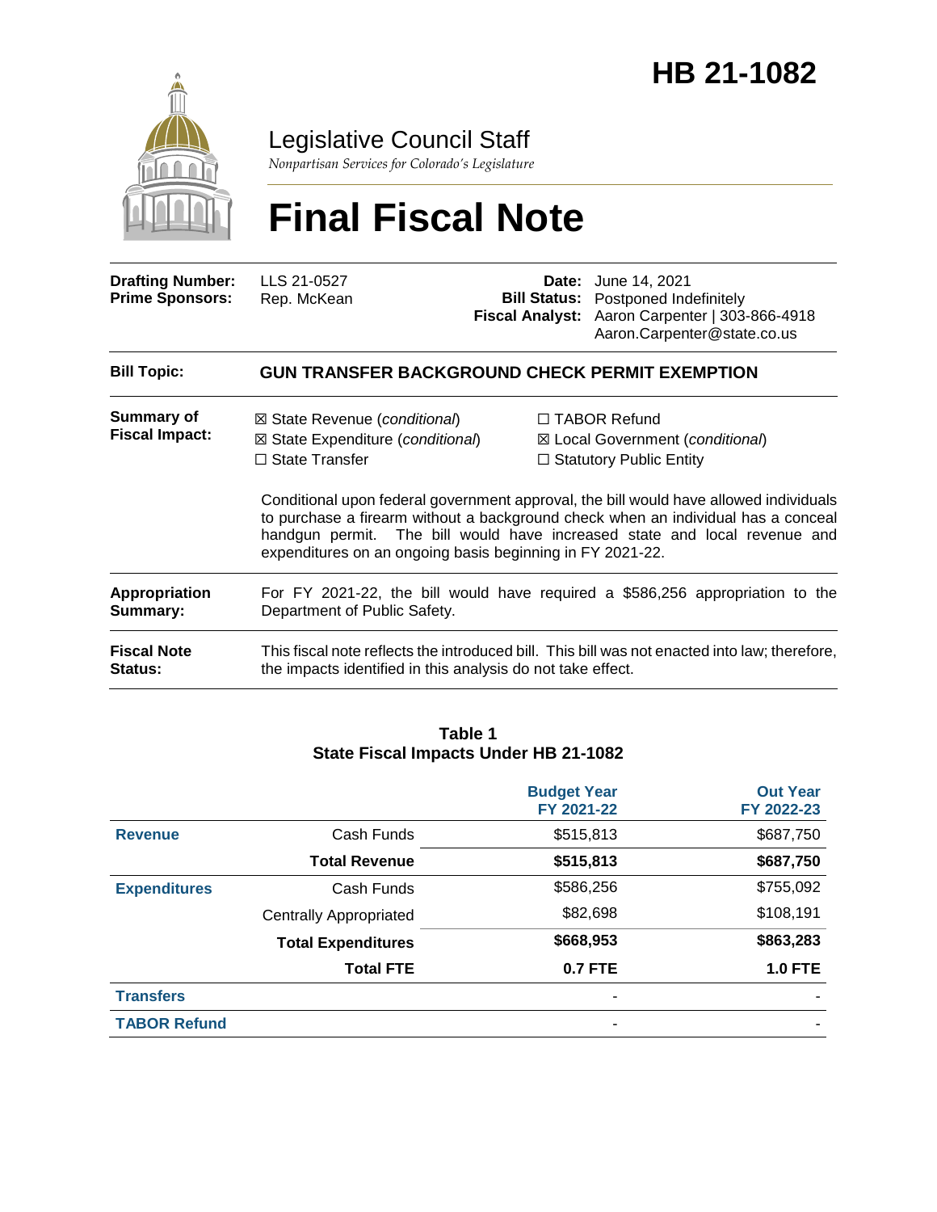# HB 21-1082

Legislative Council Staff

*Nonpartisan Services for Colorado's Legislature*

# Final Fiscal Note

| | | | |
|---|---|---|---|
| **Drafting Number:** | LLS 21-0527 | **Date:** | June 14, 2021 |
| **Prime Sponsors:** | Rep. McKean | **Bill Status:** | Postponed Indefinitely |
| | | **Fiscal Analyst:** | Aaron Carpenter \| 303-866-4918<br>Aaron.Carpenter@state.co.us |

**Bill Topic:** **GUN TRANSFER BACKGROUND CHECK PERMIT EXEMPTION**

**Summary of Fiscal Impact:**

☒ State Revenue (*conditional*)
☒ State Expenditure (*conditional*)
☐ State Transfer
☐ TABOR Refund
☒ Local Government (*conditional*)
☐ Statutory Public Entity

Conditional upon federal government approval, the bill would have allowed individuals to purchase a firearm without a background check when an individual has a conceal handgun permit. The bill would have increased state and local revenue and expenditures on an ongoing basis beginning in FY 2021-22.

**Appropriation Summary:** For FY 2021-22, the bill would have required a $586,256 appropriation to the Department of Public Safety.

**Fiscal Note Status:** This fiscal note reflects the introduced bill. This bill was not enacted into law; therefore, the impacts identified in this analysis do not take effect.

**Table 1**
**State Fiscal Impacts Under HB 21-1082**

| | | Budget Year FY 2021-22 | Out Year FY 2022-23 |
|---|---|---|---|
| **Revenue** | Cash Funds | $515,813 | $687,750 |
| | **Total Revenue** | **$515,813** | **$687,750** |
| **Expenditures** | Cash Funds | $586,256 | $755,092 |
| | Centrally Appropriated | $82,698 | $108,191 |
| | **Total Expenditures** | **$668,953** | **$863,283** |
| | **Total FTE** | **0.7 FTE** | **1.0 FTE** |
| **Transfers** | | - | - |
| **TABOR Refund** | | - | - |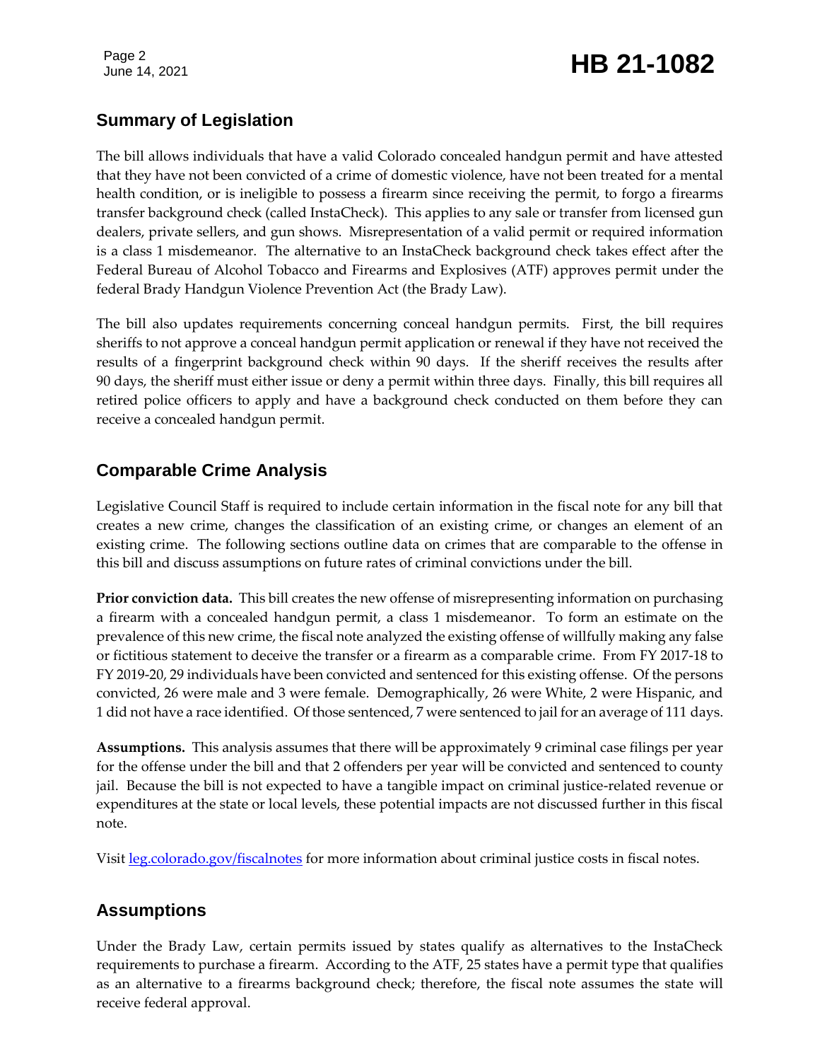## Summary of Legislation

The bill allows individuals that have a valid Colorado concealed handgun permit and have attested that they have not been convicted of a crime of domestic violence, have not been treated for a mental health condition, or is ineligible to possess a firearm since receiving the permit, to forgo a firearms transfer background check (called InstaCheck). This applies to any sale or transfer from licensed gun dealers, private sellers, and gun shows. Misrepresentation of a valid permit or required information is a class 1 misdemeanor. The alternative to an InstaCheck background check takes effect after the Federal Bureau of Alcohol Tobacco and Firearms and Explosives (ATF) approves permit under the federal Brady Handgun Violence Prevention Act (the Brady Law).

The bill also updates requirements concerning conceal handgun permits. First, the bill requires sheriffs to not approve a conceal handgun permit application or renewal if they have not received the results of a fingerprint background check within 90 days. If the sheriff receives the results after 90 days, the sheriff must either issue or deny a permit within three days. Finally, this bill requires all retired police officers to apply and have a background check conducted on them before they can receive a concealed handgun permit.

## Comparable Crime Analysis

Legislative Council Staff is required to include certain information in the fiscal note for any bill that creates a new crime, changes the classification of an existing crime, or changes an element of an existing crime. The following sections outline data on crimes that are comparable to the offense in this bill and discuss assumptions on future rates of criminal convictions under the bill.

**Prior conviction data.** This bill creates the new offense of misrepresenting information on purchasing a firearm with a concealed handgun permit, a class 1 misdemeanor. To form an estimate on the prevalence of this new crime, the fiscal note analyzed the existing offense of willfully making any false or fictitious statement to deceive the transfer or a firearm as a comparable crime. From FY 2017-18 to FY 2019-20, 29 individuals have been convicted and sentenced for this existing offense. Of the persons convicted, 26 were male and 3 were female. Demographically, 26 were White, 2 were Hispanic, and 1 did not have a race identified. Of those sentenced, 7 were sentenced to jail for an average of 111 days.

**Assumptions.** This analysis assumes that there will be approximately 9 criminal case filings per year for the offense under the bill and that 2 offenders per year will be convicted and sentenced to county jail. Because the bill is not expected to have a tangible impact on criminal justice-related revenue or expenditures at the state or local levels, these potential impacts are not discussed further in this fiscal note.

Visit leg.colorado.gov/fiscalnotes for more information about criminal justice costs in fiscal notes.

## Assumptions

Under the Brady Law, certain permits issued by states qualify as alternatives to the InstaCheck requirements to purchase a firearm. According to the ATF, 25 states have a permit type that qualifies as an alternative to a firearms background check; therefore, the fiscal note assumes the state will receive federal approval.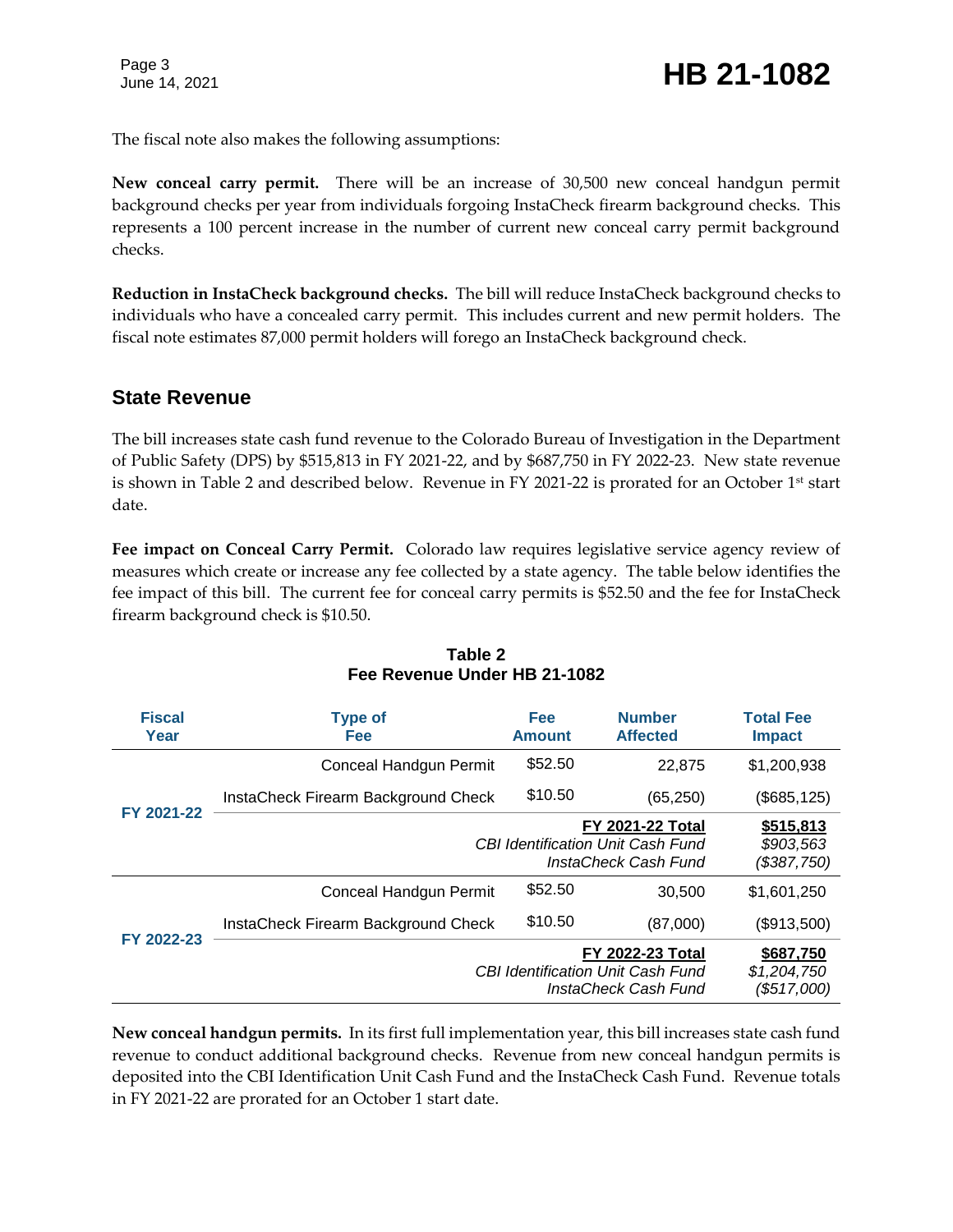The fiscal note also makes the following assumptions:

**New conceal carry permit.** There will be an increase of 30,500 new conceal handgun permit background checks per year from individuals forgoing InstaCheck firearm background checks. This represents a 100 percent increase in the number of current new conceal carry permit background checks.

**Reduction in InstaCheck background checks.** The bill will reduce InstaCheck background checks to individuals who have a concealed carry permit. This includes current and new permit holders. The fiscal note estimates 87,000 permit holders will forego an InstaCheck background check.

## State Revenue

The bill increases state cash fund revenue to the Colorado Bureau of Investigation in the Department of Public Safety (DPS) by $515,813 in FY 2021-22, and by $687,750 in FY 2022-23. New state revenue is shown in Table 2 and described below. Revenue in FY 2021-22 is prorated for an October 1st start date.

**Fee impact on Conceal Carry Permit.** Colorado law requires legislative service agency review of measures which create or increase any fee collected by a state agency. The table below identifies the fee impact of this bill. The current fee for conceal carry permits is $52.50 and the fee for InstaCheck firearm background check is $10.50.

**Table 2**
**Fee Revenue Under HB 21-1082**

| Fiscal Year | Type of Fee | Fee Amount | Number Affected | Total Fee Impact |
|---|---|---|---|---|
| FY 2021-22 | Conceal Handgun Permit | $52.50 | 22,875 | $1,200,938 |
| | InstaCheck Firearm Background Check | $10.50 | (65,250) | ($685,125) |
| | | | **FY 2021-22 Total** | **$515,813** |
| | | | *CBI Identification Unit Cash Fund* | *$903,563* |
| | | | *InstaCheck Cash Fund* | *($387,750)* |
| FY 2022-23 | Conceal Handgun Permit | $52.50 | 30,500 | $1,601,250 |
| | InstaCheck Firearm Background Check | $10.50 | (87,000) | ($913,500) |
| | | | **FY 2022-23 Total** | **$687,750** |
| | | | *CBI Identification Unit Cash Fund* | *$1,204,750* |
| | | | *InstaCheck Cash Fund* | *($517,000)* |

**New conceal handgun permits.** In its first full implementation year, this bill increases state cash fund revenue to conduct additional background checks. Revenue from new conceal handgun permits is deposited into the CBI Identification Unit Cash Fund and the InstaCheck Cash Fund. Revenue totals in FY 2021-22 are prorated for an October 1 start date.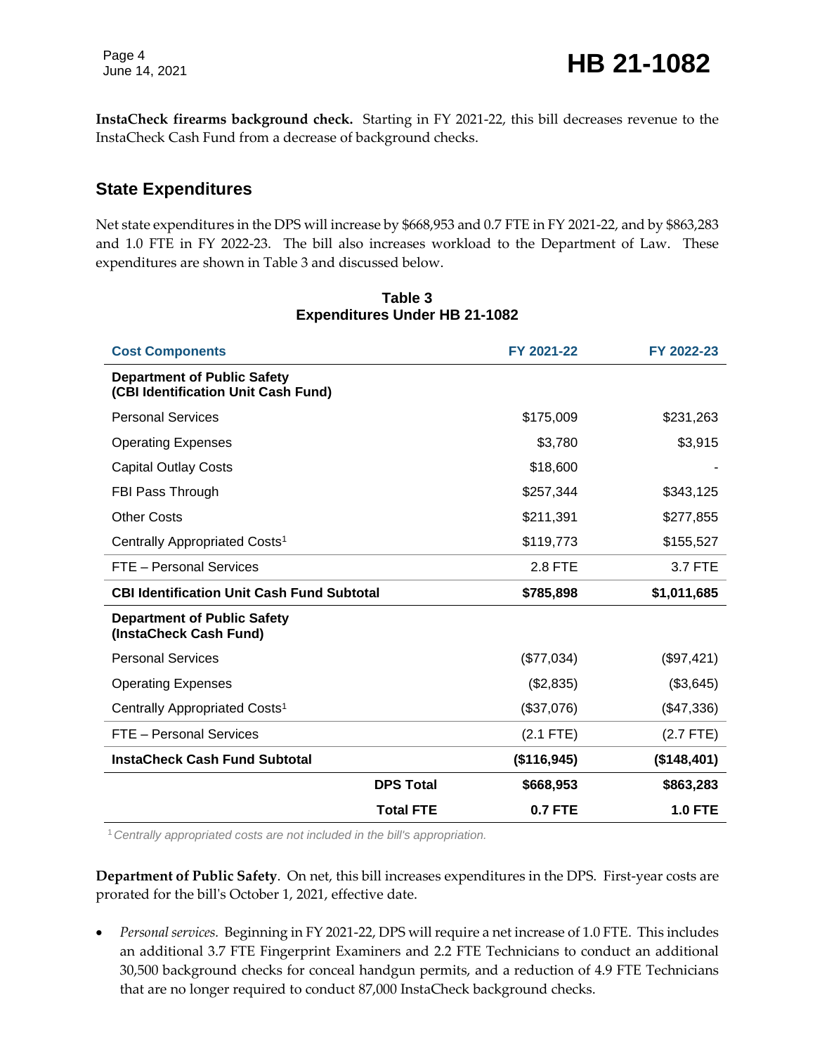**InstaCheck firearms background check.** Starting in FY 2021-22, this bill decreases revenue to the InstaCheck Cash Fund from a decrease of background checks.

## State Expenditures

Net state expenditures in the DPS will increase by $668,953 and 0.7 FTE in FY 2021-22, and by $863,283 and 1.0 FTE in FY 2022-23. The bill also increases workload to the Department of Law. These expenditures are shown in Table 3 and discussed below.

**Table 3**
**Expenditures Under HB 21-1082**

| Cost Components | FY 2021-22 | FY 2022-23 |
|---|---|---|
| **Department of Public Safety (CBI Identification Unit Cash Fund)** | | |
| Personal Services | $175,009 | $231,263 |
| Operating Expenses | $3,780 | $3,915 |
| Capital Outlay Costs | $18,600 | - |
| FBI Pass Through | $257,344 | $343,125 |
| Other Costs | $211,391 | $277,855 |
| Centrally Appropriated Costs[1] | $119,773 | $155,527 |
| FTE – Personal Services | 2.8 FTE | 3.7 FTE |
| **CBI Identification Unit Cash Fund Subtotal** | **$785,898** | **$1,011,685** |
| **Department of Public Safety (InstaCheck Cash Fund)** | | |
| Personal Services | ($77,034) | ($97,421) |
| Operating Expenses | ($2,835) | ($3,645) |
| Centrally Appropriated Costs[1] | ($37,076) | ($47,336) |
| FTE – Personal Services | (2.1 FTE) | (2.7 FTE) |
| **InstaCheck Cash Fund Subtotal** | **($116,945)** | **($148,401)** |
| **DPS Total** | **$668,953** | **$863,283** |
| **Total FTE** | **0.7 FTE** | **1.0 FTE** |

[1] *Centrally appropriated costs are not included in the bill's appropriation.*

**Department of Public Safety**. On net, this bill increases expenditures in the DPS. First-year costs are prorated for the bill's October 1, 2021, effective date.

- *Personal services.* Beginning in FY 2021-22, DPS will require a net increase of 1.0 FTE. This includes an additional 3.7 FTE Fingerprint Examiners and 2.2 FTE Technicians to conduct an additional 30,500 background checks for conceal handgun permits, and a reduction of 4.9 FTE Technicians that are no longer required to conduct 87,000 InstaCheck background checks.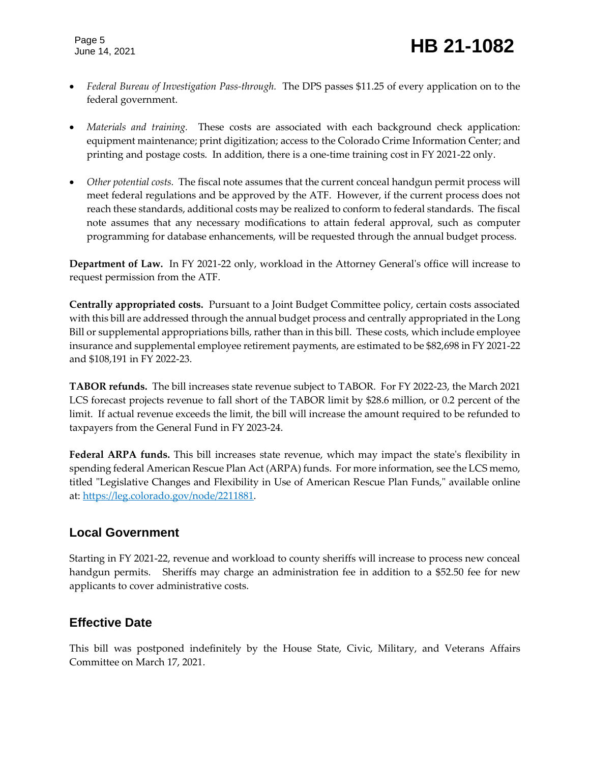- *Federal Bureau of Investigation Pass-through.* The DPS passes $11.25 of every application on to the federal government.

- *Materials and training.* These costs are associated with each background check application: equipment maintenance; print digitization; access to the Colorado Crime Information Center; and printing and postage costs. In addition, there is a one-time training cost in FY 2021-22 only.

- *Other potential costs.* The fiscal note assumes that the current conceal handgun permit process will meet federal regulations and be approved by the ATF. However, if the current process does not reach these standards, additional costs may be realized to conform to federal standards. The fiscal note assumes that any necessary modifications to attain federal approval, such as computer programming for database enhancements, will be requested through the annual budget process.

**Department of Law.** In FY 2021-22 only, workload in the Attorney General's office will increase to request permission from the ATF.

**Centrally appropriated costs.** Pursuant to a Joint Budget Committee policy, certain costs associated with this bill are addressed through the annual budget process and centrally appropriated in the Long Bill or supplemental appropriations bills, rather than in this bill. These costs, which include employee insurance and supplemental employee retirement payments, are estimated to be $82,698 in FY 2021-22 and $108,191 in FY 2022-23.

**TABOR refunds.** The bill increases state revenue subject to TABOR. For FY 2022-23, the March 2021 LCS forecast projects revenue to fall short of the TABOR limit by $28.6 million, or 0.2 percent of the limit. If actual revenue exceeds the limit, the bill will increase the amount required to be refunded to taxpayers from the General Fund in FY 2023-24.

**Federal ARPA funds.** This bill increases state revenue, which may impact the state's flexibility in spending federal American Rescue Plan Act (ARPA) funds. For more information, see the LCS memo, titled "Legislative Changes and Flexibility in Use of American Rescue Plan Funds," available online at: [https://leg.colorado.gov/node/2211881](https://leg.colorado.gov/node/2211881).

## Local Government

Starting in FY 2021-22, revenue and workload to county sheriffs will increase to process new conceal handgun permits. Sheriffs may charge an administration fee in addition to a $52.50 fee for new applicants to cover administrative costs.

## Effective Date

This bill was postponed indefinitely by the House State, Civic, Military, and Veterans Affairs Committee on March 17, 2021.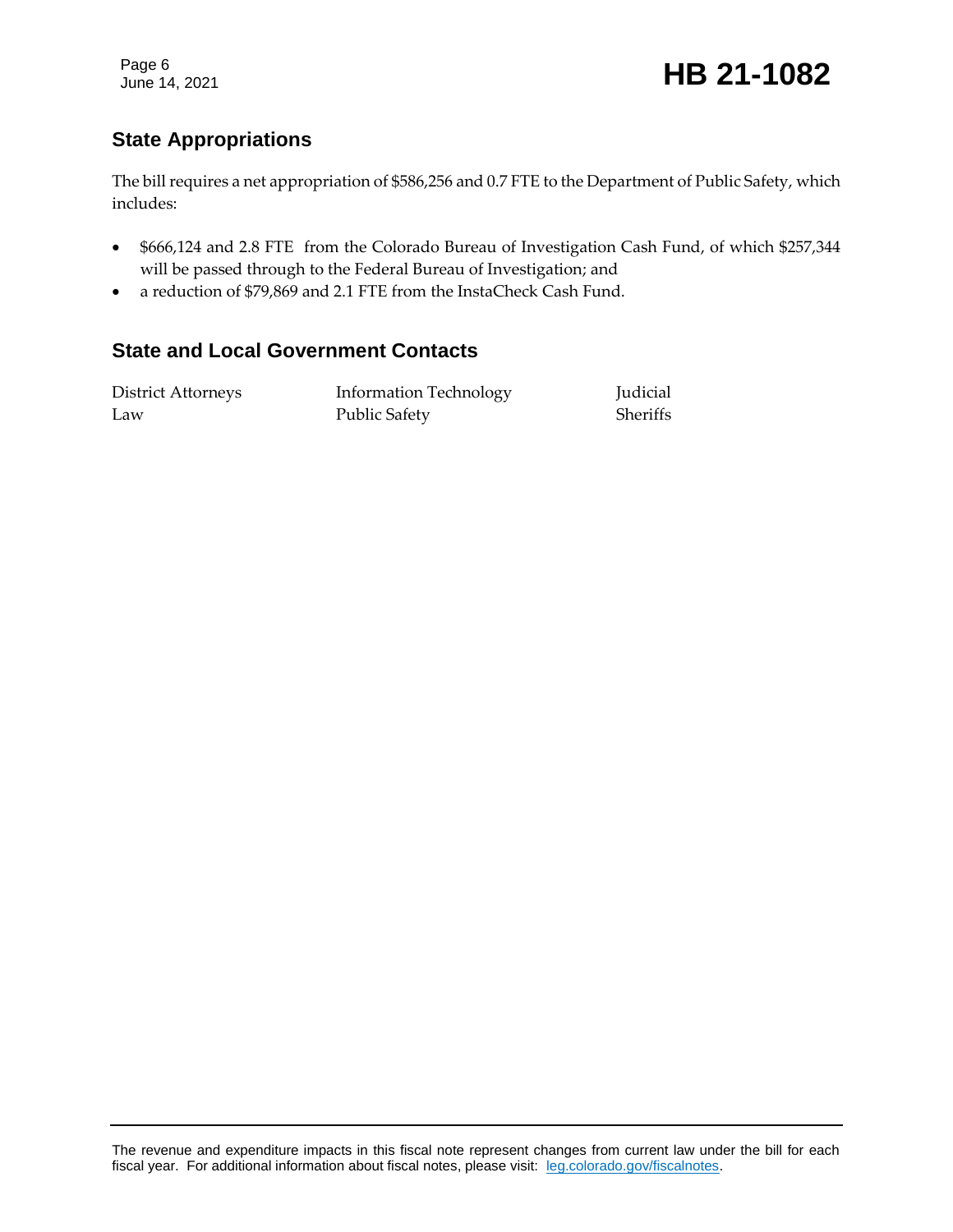## State Appropriations

The bill requires a net appropriation of $586,256 and 0.7 FTE to the Department of Public Safety, which includes:

- $666,124 and 2.8 FTE from the Colorado Bureau of Investigation Cash Fund, of which $257,344 will be passed through to the Federal Bureau of Investigation; and
- a reduction of $79,869 and 2.1 FTE from the InstaCheck Cash Fund.

## State and Local Government Contacts

| | | |
|---|---|---|
| District Attorneys | Information Technology | Judicial |
| Law | Public Safety | Sheriffs |

The revenue and expenditure impacts in this fiscal note represent changes from current law under the bill for each fiscal year. For additional information about fiscal notes, please visit: leg.colorado.gov/fiscalnotes.